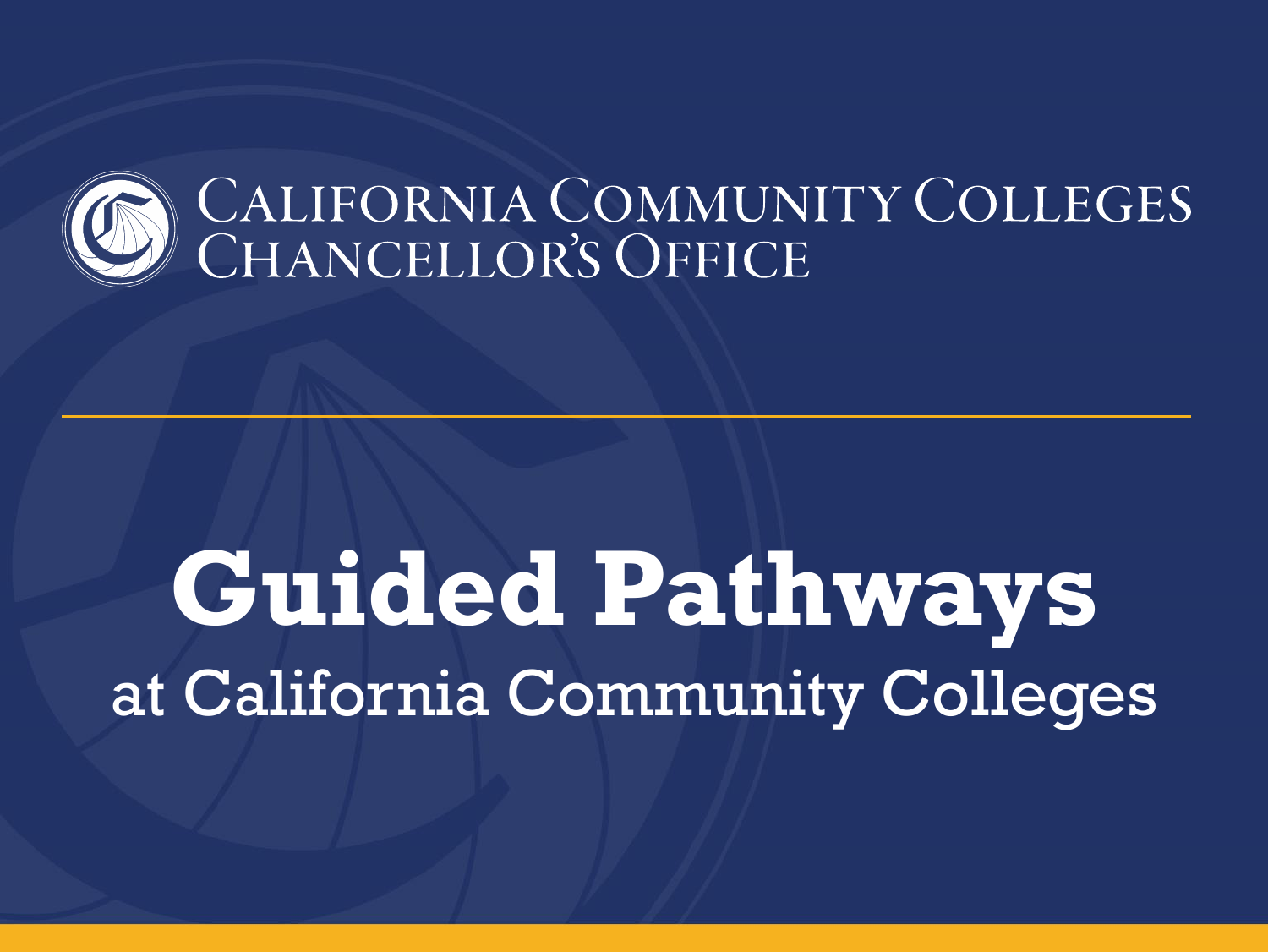California Community Colleges
Chancellor's Office

# Guided Pathways

at California Community Colleges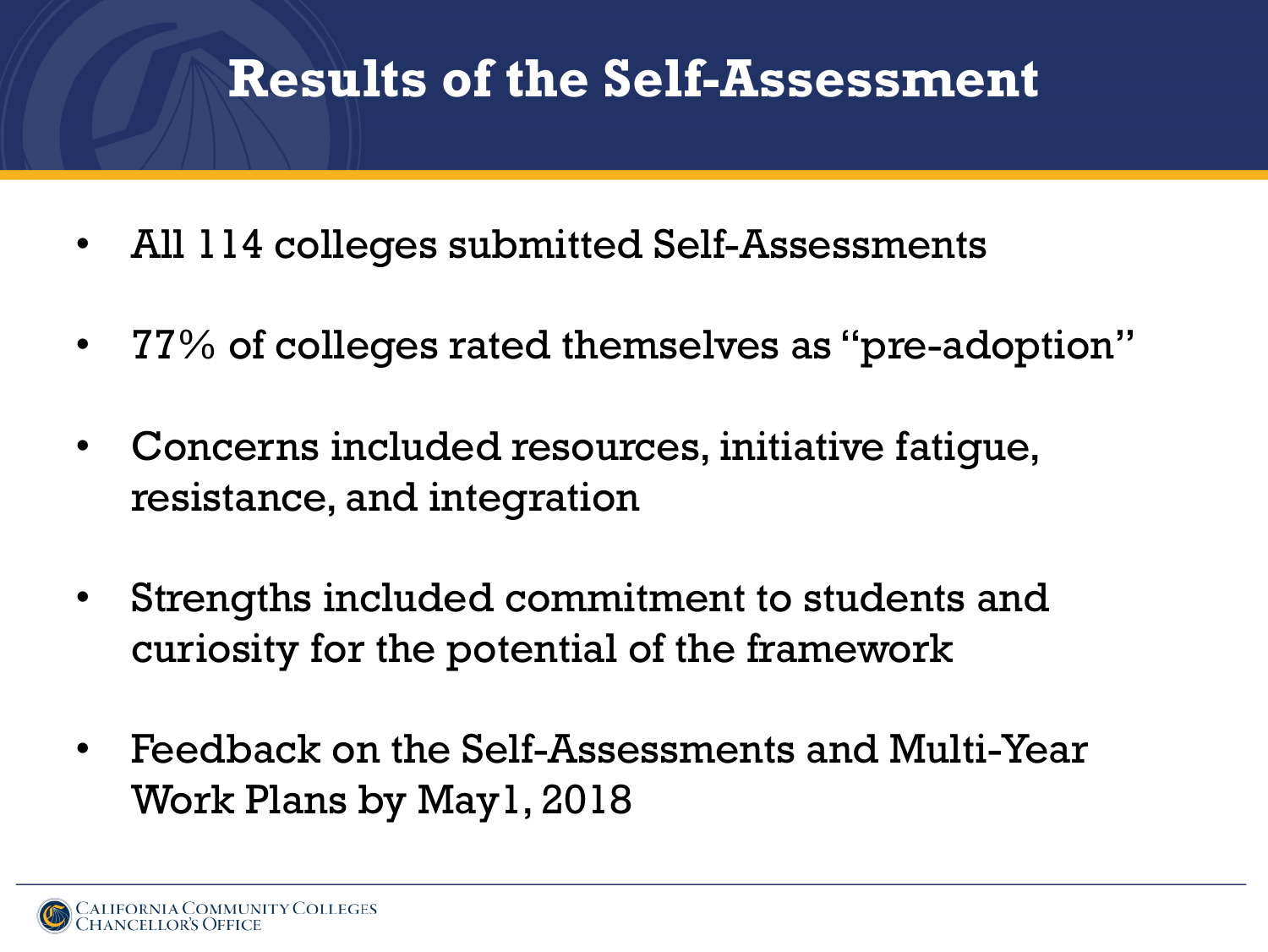# Results of the Self-Assessment

- All 114 colleges submitted Self-Assessments
- 77% of colleges rated themselves as "pre-adoption"
- Concerns included resources, initiative fatigue, resistance, and integration
- Strengths included commitment to students and curiosity for the potential of the framework
- Feedback on the Self-Assessments and Multi-Year Work Plans by May1, 2018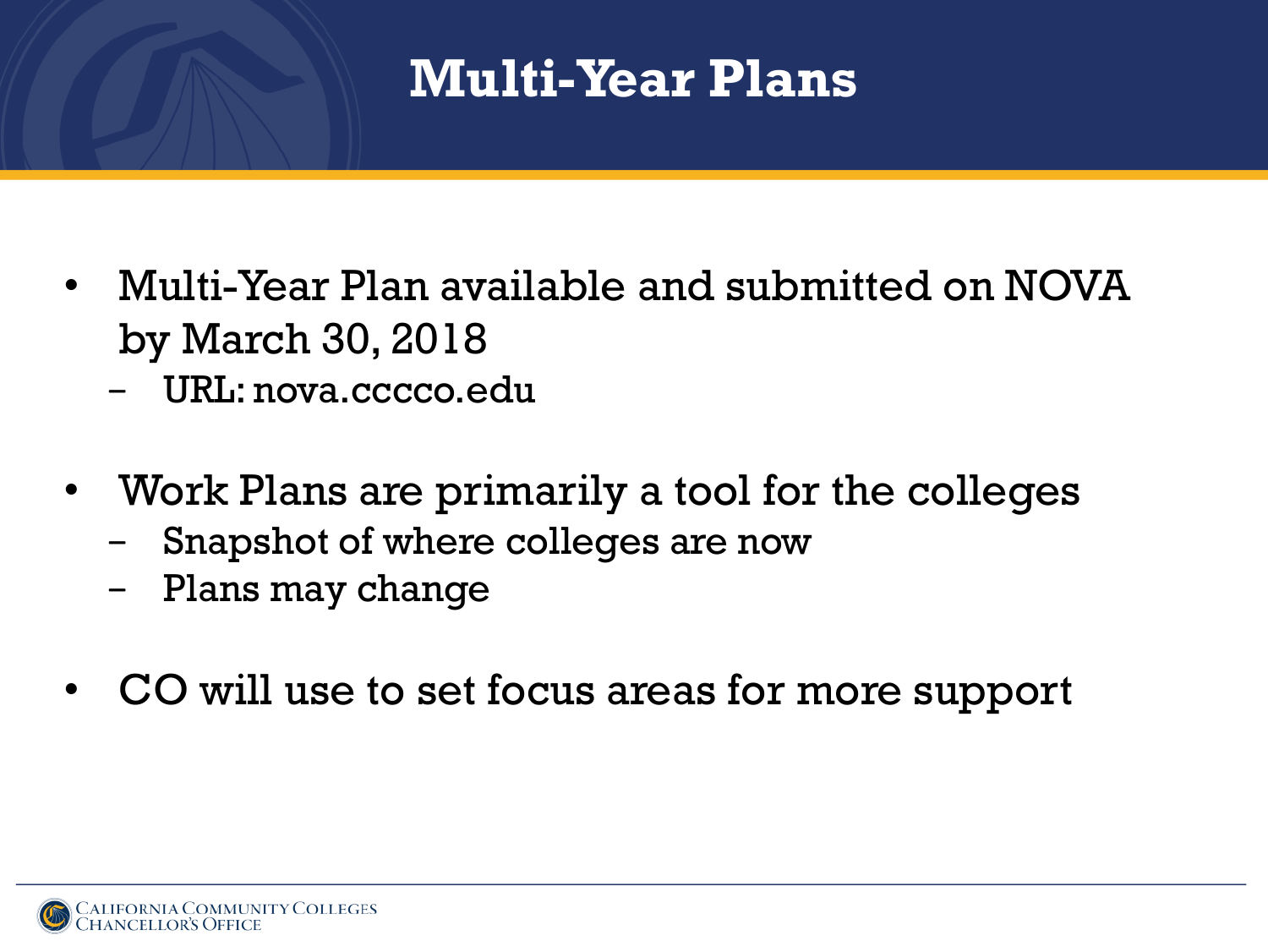# Multi-Year Plans

- Multi-Year Plan available and submitted on NOVA by March 30, 2018
  - URL: nova.cccco.edu
- Work Plans are primarily a tool for the colleges
  - Snapshot of where colleges are now
  - Plans may change
- CO will use to set focus areas for more support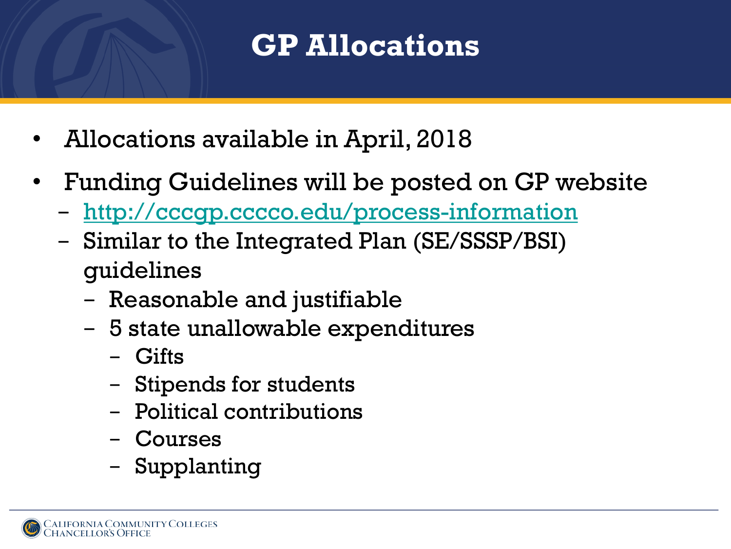# GP Allocations

- Allocations available in April, 2018
- Funding Guidelines will be posted on GP website
  - http://cccgp.cccco.edu/process-information
  - Similar to the Integrated Plan (SE/SSSP/BSI) guidelines
    - Reasonable and justifiable
    - 5 state unallowable expenditures
      - Gifts
      - Stipends for students
      - Political contributions
      - Courses
      - Supplanting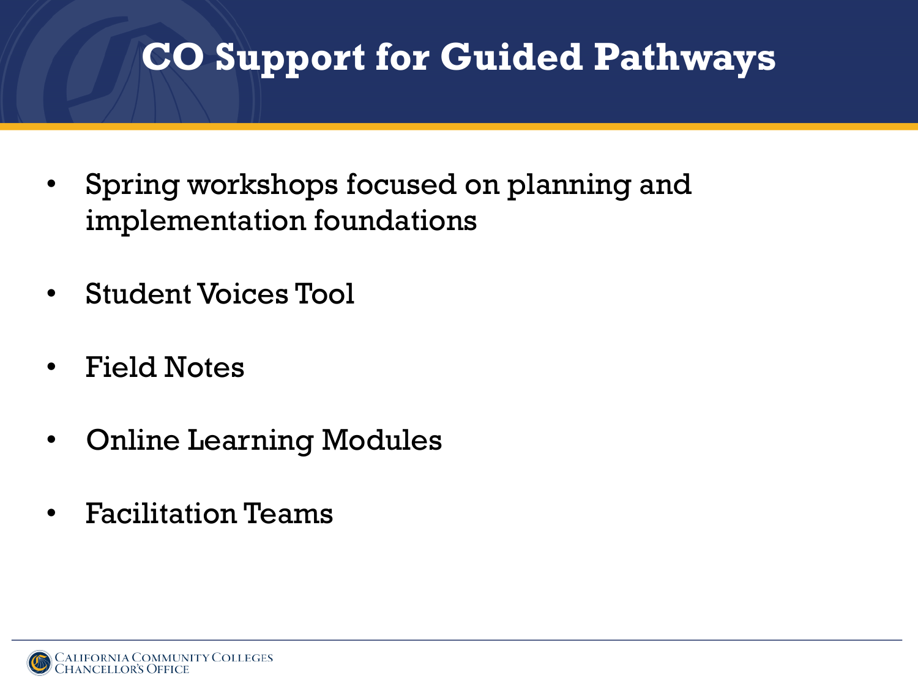# CO Support for Guided Pathways

- Spring workshops focused on planning and implementation foundations
- Student Voices Tool
- Field Notes
- Online Learning Modules
- Facilitation Teams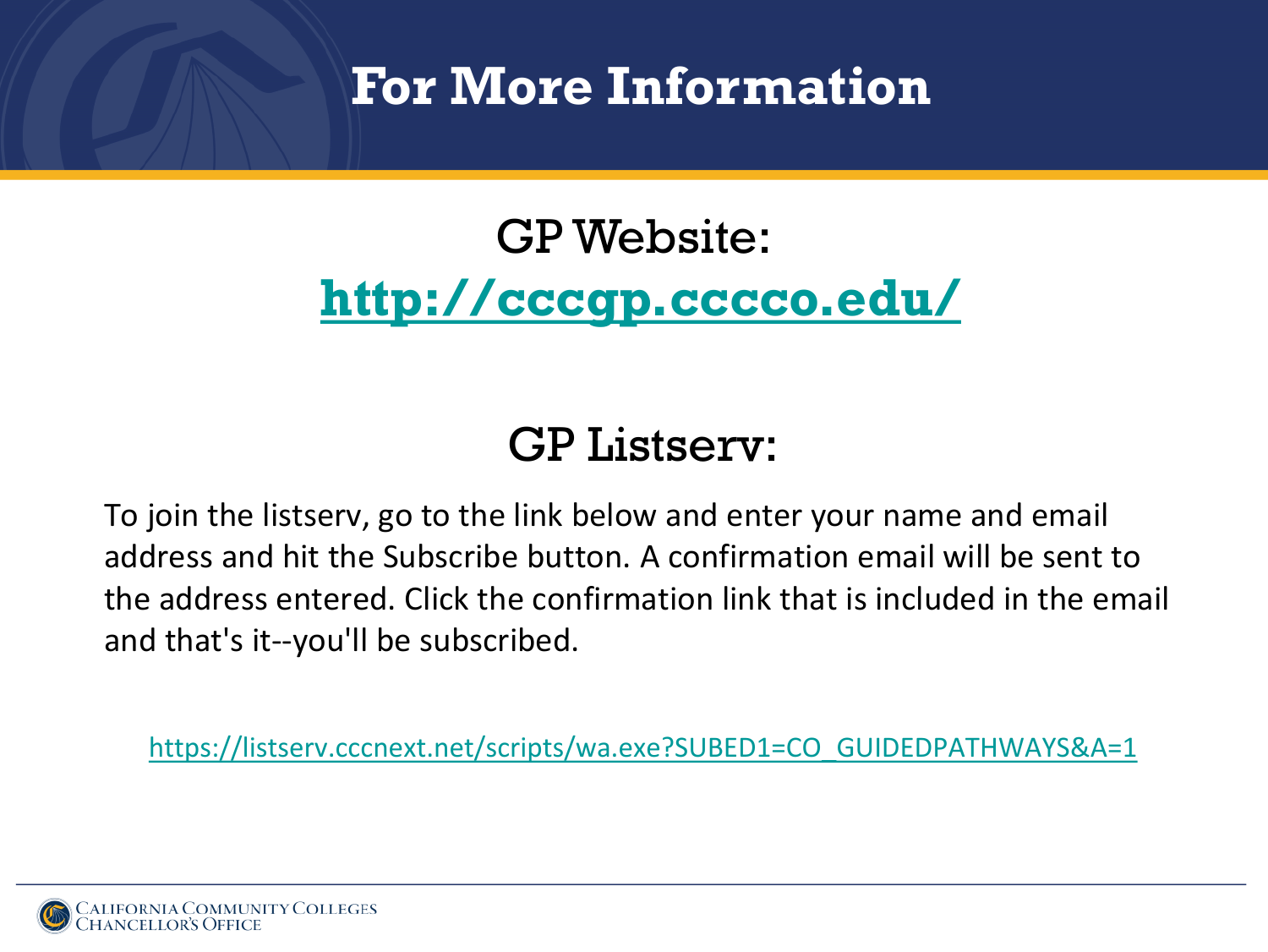# For More Information

## GP Website:

**http://cccgp.cccco.edu/**

## GP Listserv:

To join the listserv, go to the link below and enter your name and email address and hit the Subscribe button. A confirmation email will be sent to the address entered. Click the confirmation link that is included in the email and that's it--you'll be subscribed.

https://listserv.cccnext.net/scripts/wa.exe?SUBED1=CO_GUIDEDPATHWAYS&A=1